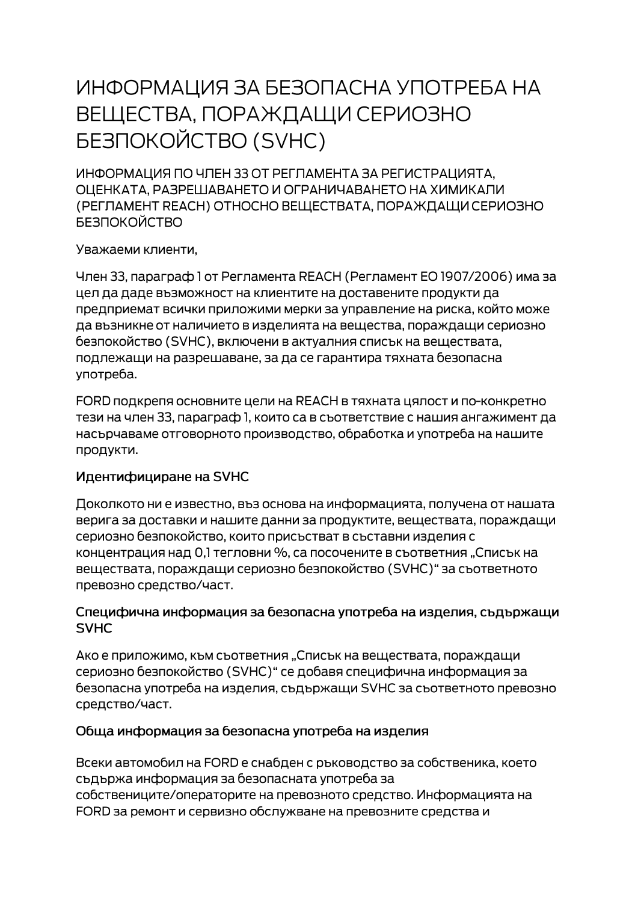# ИНФОРМАЦИЯ ЗА БЕЗОПАСНА УПОТРЕБА НА ВЕЩЕСТВА, ПОРАЖДАЩИ СЕРИОЗНО БЕЗПОКОЙСТВО (SVHC)

ИНФОРМАЦИЯ ПО ЧЛЕН 33 ОТ РЕГЛАМЕНТА ЗА РЕГИСТРАЦИЯТА, ОЦЕНКАТА, РАЗРЕШАВАНЕТО И ОГРАНИЧАВАНЕТО НА ХИМИКАЛИ (РЕГЛАМЕНТ REACH) ОТНОСНО ВЕЩЕСТВАТА, ПОРАЖДАЩИ СЕРИОЗНО БЕЗПОКОЙСТВО

Уважаеми клиенти,

Член 33, параграф 1 от Регламента REACH (Регламент ЕО 1907/2006) има за цел да даде възможност на клиентите на доставените продукти да предприемат всички приложими мерки за управление на риска, който може да възникне от наличието в изделията на вещества, пораждащи сериозно безпокойство (SVHC), включени в актуалния списък на веществата, подлежащи на разрешаване, за да се гарантира тяхната безопасна употреба.

FORD подкрепя основните цели на REACH в тяхната цялост и по-конкретно тези на член 33, параграф 1, които са в съответствие с нашия ангажимент да насърчаваме отговорното производство, обработка и употреба на нашите продукти.

### Идентифициране на SVHC

Доколкото ни е известно, въз основа на информацията, получена от нашата верига за доставки и нашите данни за продуктите, веществата, пораждащи сериозно безпокойство, които присъстват в съставни изделия с концентрация над 0,1 тегловни %, са посочените в съответния „Списък на веществата, пораждащи сериозно безпокойство (SVHC)" за съответното превозно средство/част.

### Специфична информация за безопасна употреба на изделия, съдържащи SVHC

Ако е приложимо, към съответния „Списък на веществата, пораждащи сериозно безпокойство (SVHC)" се добавя специфична информация за безопасна употреба на изделия, съдържащи SVHC за съответното превозно средство/част.

### Обща информация за безопасна употреба на изделия

Всеки автомобил на FORD е снабден с ръководство за собственика, което съдържа информация за безопасната употреба за собствениците/операторите на превозното средство. Информацията на FORD за ремонт и сервизно обслужване на превозните средства и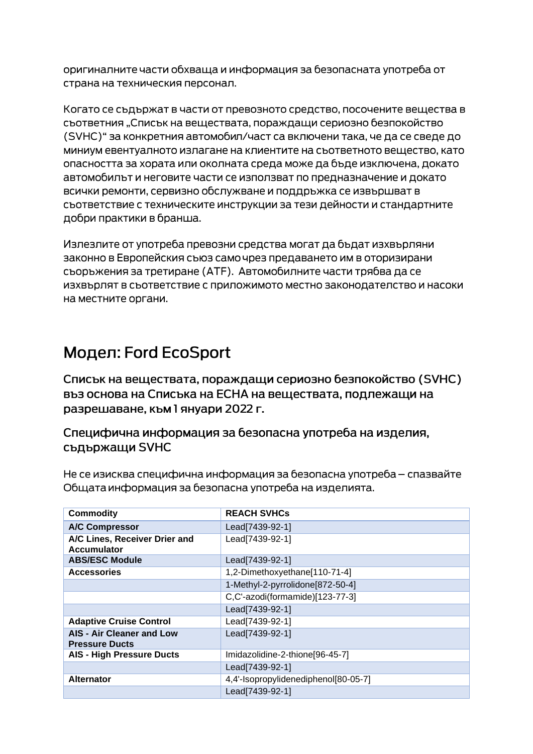оригиналните части обхваща и информация за безопасната употреба от страна на техническия персонал.

Когато се съдържат в части от превозното средство, посочените вещества в съответния „Списък на веществата, пораждащи сериозно безпокойство (SVHC)“ за конкретния автомобил/част са включени така, че да се сведе до миниум евентуалното излагане на клиентите на съответното вещество, като опасността за хората или околната среда може да бъде изключена, докато автомобилът и неговите части се използват по предназначение и докато всички ремонти, сервизно обслужване и поддръжка се извършват в съответствие с техническите инструкции за тези дейности и стандартните добри практики в бранша.

Излезлите от употреба превозни средства могат да бъдат изхвърляни законно в Европейския съюз само чрез предаването им в оторизирани съоръжения за третиране (ATF). Автомобилните части трябва да се изхвърлят в съответствие с приложимото местно законодателство и насоки на местните органи.

# Модел: Ford EcoSport

## Списък на веществата, пораждащи сериозно безпокойство (SVHC) въз основа на Списъка на ECHA на веществата, подлежащи на разрешаване, към 1 януари 2022 г.

### Специфична информация за безопасна употреба на изделия, съдържащи SVHC

Не се изисква специфична информация за безопасна употреба – спазвайте Общата информация за безопасна употреба на изделията.

| Commodity | REACH SVHCs |
|---|---|
| **A/C Compressor** | Lead[7439-92-1] |
| **A/C Lines, Receiver Drier and Accumulator** | Lead[7439-92-1] |
| **ABS/ESC Module** | Lead[7439-92-1] |
| **Accessories** | 1,2-Dimethoxyethane[110-71-4] |
| | 1-Methyl-2-pyrrolidone[872-50-4] |
| | C,C'-azodi(formamide)[123-77-3] |
| | Lead[7439-92-1] |
| **Adaptive Cruise Control** | Lead[7439-92-1] |
| **AIS - Air Cleaner and Low Pressure Ducts** | Lead[7439-92-1] |
| **AIS - High Pressure Ducts** | Imidazolidine-2-thione[96-45-7] |
| | Lead[7439-92-1] |
| **Alternator** | 4,4'-Isopropylidenediphenol[80-05-7] |
| | Lead[7439-92-1] |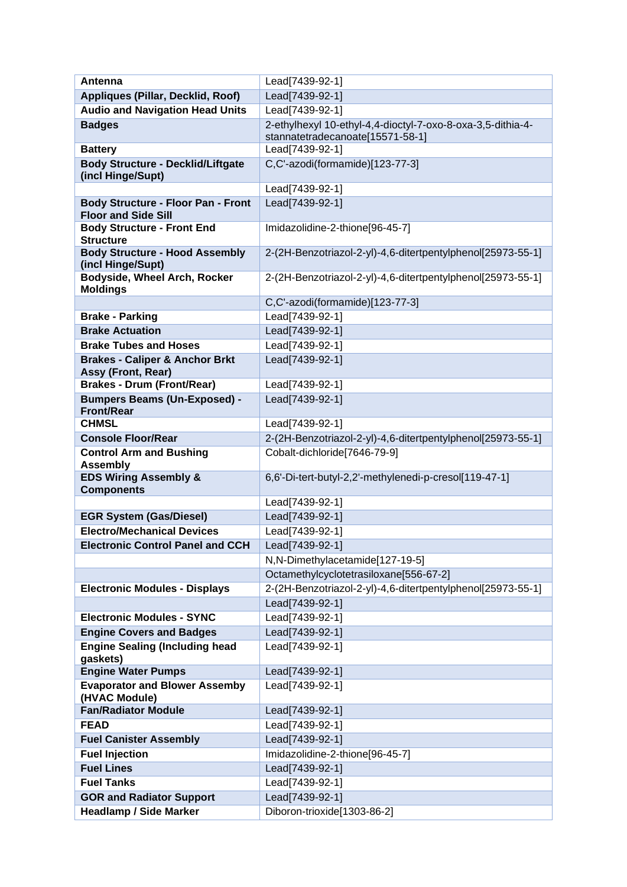| Antenna | Lead[7439-92-1] |
|---|---|
| Appliques (Pillar, Decklid, Roof) | Lead[7439-92-1] |
| Audio and Navigation Head Units | Lead[7439-92-1] |
| Badges | 2-ethylhexyl 10-ethyl-4,4-dioctyl-7-oxo-8-oxa-3,5-dithia-4-stannatetradecanoate[15571-58-1] |
| Battery | Lead[7439-92-1] |
| Body Structure - Decklid/Liftgate (incl Hinge/Supt) | C,C'-azodi(formamide)[123-77-3] |
| | Lead[7439-92-1] |
| Body Structure - Floor Pan - Front Floor and Side Sill | Lead[7439-92-1] |
| Body Structure - Front End Structure | Imidazolidine-2-thione[96-45-7] |
| Body Structure - Hood Assembly (incl Hinge/Supt) | 2-(2H-Benzotriazol-2-yl)-4,6-ditertpentylphenol[25973-55-1] |
| Bodyside, Wheel Arch, Rocker Moldings | 2-(2H-Benzotriazol-2-yl)-4,6-ditertpentylphenol[25973-55-1] |
| | C,C'-azodi(formamide)[123-77-3] |
| Brake - Parking | Lead[7439-92-1] |
| Brake Actuation | Lead[7439-92-1] |
| Brake Tubes and Hoses | Lead[7439-92-1] |
| Brakes - Caliper & Anchor Brkt Assy (Front, Rear) | Lead[7439-92-1] |
| Brakes - Drum (Front/Rear) | Lead[7439-92-1] |
| Bumpers Beams (Un-Exposed) - Front/Rear | Lead[7439-92-1] |
| CHMSL | Lead[7439-92-1] |
| Console Floor/Rear | 2-(2H-Benzotriazol-2-yl)-4,6-ditertpentylphenol[25973-55-1] |
| Control Arm and Bushing Assembly | Cobalt-dichloride[7646-79-9] |
| EDS Wiring Assembly & Components | 6,6'-Di-tert-butyl-2,2'-methylenedi-p-cresol[119-47-1] |
| | Lead[7439-92-1] |
| EGR System (Gas/Diesel) | Lead[7439-92-1] |
| Electro/Mechanical Devices | Lead[7439-92-1] |
| Electronic Control Panel and CCH | Lead[7439-92-1] |
| | N,N-Dimethylacetamide[127-19-5] |
| | Octamethylcyclotetrasiloxane[556-67-2] |
| Electronic Modules - Displays | 2-(2H-Benzotriazol-2-yl)-4,6-ditertpentylphenol[25973-55-1] |
| | Lead[7439-92-1] |
| Electronic Modules - SYNC | Lead[7439-92-1] |
| Engine Covers and Badges | Lead[7439-92-1] |
| Engine Sealing (Including head gaskets) | Lead[7439-92-1] |
| Engine Water Pumps | Lead[7439-92-1] |
| Evaporator and Blower Assemby (HVAC Module) | Lead[7439-92-1] |
| Fan/Radiator Module | Lead[7439-92-1] |
| FEAD | Lead[7439-92-1] |
| Fuel Canister Assembly | Lead[7439-92-1] |
| Fuel Injection | Imidazolidine-2-thione[96-45-7] |
| Fuel Lines | Lead[7439-92-1] |
| Fuel Tanks | Lead[7439-92-1] |
| GOR and Radiator Support | Lead[7439-92-1] |
| Headlamp / Side Marker | Diboron-trioxide[1303-86-2] |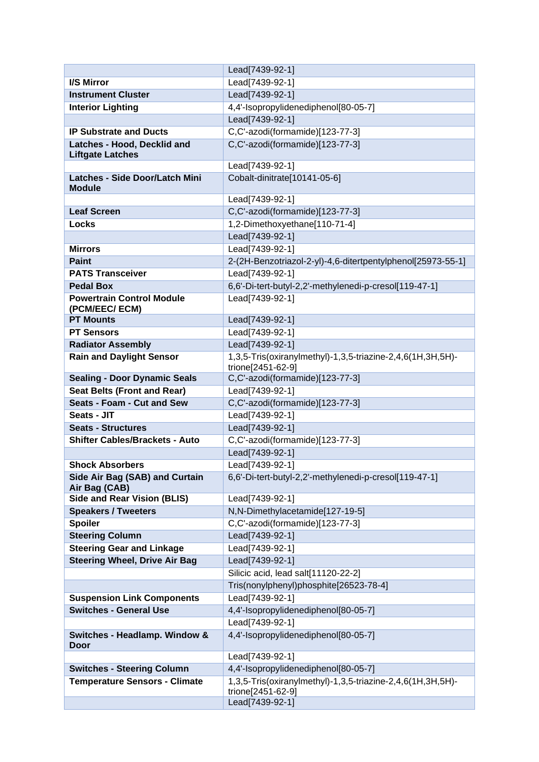| | |
|---|---|
| | Lead[7439-92-1] |
| **I/S Mirror** | Lead[7439-92-1] |
| **Instrument Cluster** | Lead[7439-92-1] |
| **Interior Lighting** | 4,4'-Isopropylidenediphenol[80-05-7] |
| | Lead[7439-92-1] |
| **IP Substrate and Ducts** | C,C'-azodi(formamide)[123-77-3] |
| **Latches - Hood, Decklid and Liftgate Latches** | C,C'-azodi(formamide)[123-77-3] |
| | Lead[7439-92-1] |
| **Latches - Side Door/Latch Mini Module** | Cobalt-dinitrate[10141-05-6] |
| | Lead[7439-92-1] |
| **Leaf Screen** | C,C'-azodi(formamide)[123-77-3] |
| **Locks** | 1,2-Dimethoxyethane[110-71-4] |
| | Lead[7439-92-1] |
| **Mirrors** | Lead[7439-92-1] |
| **Paint** | 2-(2H-Benzotriazol-2-yl)-4,6-ditertpentylphenol[25973-55-1] |
| **PATS Transceiver** | Lead[7439-92-1] |
| **Pedal Box** | 6,6'-Di-tert-butyl-2,2'-methylenedi-p-cresol[119-47-1] |
| **Powertrain Control Module (PCM/EEC/ ECM)** | Lead[7439-92-1] |
| **PT Mounts** | Lead[7439-92-1] |
| **PT Sensors** | Lead[7439-92-1] |
| **Radiator Assembly** | Lead[7439-92-1] |
| **Rain and Daylight Sensor** | 1,3,5-Tris(oxiranylmethyl)-1,3,5-triazine-2,4,6(1H,3H,5H)-trione[2451-62-9] |
| **Sealing - Door Dynamic Seals** | C,C'-azodi(formamide)[123-77-3] |
| **Seat Belts (Front and Rear)** | Lead[7439-92-1] |
| **Seats - Foam - Cut and Sew** | C,C'-azodi(formamide)[123-77-3] |
| **Seats - JIT** | Lead[7439-92-1] |
| **Seats - Structures** | Lead[7439-92-1] |
| **Shifter Cables/Brackets - Auto** | C,C'-azodi(formamide)[123-77-3] |
| | Lead[7439-92-1] |
| **Shock Absorbers** | Lead[7439-92-1] |
| **Side Air Bag (SAB) and Curtain Air Bag (CAB)** | 6,6'-Di-tert-butyl-2,2'-methylenedi-p-cresol[119-47-1] |
| **Side and Rear Vision (BLIS)** | Lead[7439-92-1] |
| **Speakers / Tweeters** | N,N-Dimethylacetamide[127-19-5] |
| **Spoiler** | C,C'-azodi(formamide)[123-77-3] |
| **Steering Column** | Lead[7439-92-1] |
| **Steering Gear and Linkage** | Lead[7439-92-1] |
| **Steering Wheel, Drive Air Bag** | Lead[7439-92-1] |
| | Silicic acid, lead salt[11120-22-2] |
| | Tris(nonylphenyl)phosphite[26523-78-4] |
| **Suspension Link Components** | Lead[7439-92-1] |
| **Switches - General Use** | 4,4'-Isopropylidenediphenol[80-05-7] |
| | Lead[7439-92-1] |
| **Switches - Headlamp. Window & Door** | 4,4'-Isopropylidenediphenol[80-05-7] |
| | Lead[7439-92-1] |
| **Switches - Steering Column** | 4,4'-Isopropylidenediphenol[80-05-7] |
| **Temperature Sensors - Climate** | 1,3,5-Tris(oxiranylmethyl)-1,3,5-triazine-2,4,6(1H,3H,5H)-trione[2451-62-9] |
| | Lead[7439-92-1] |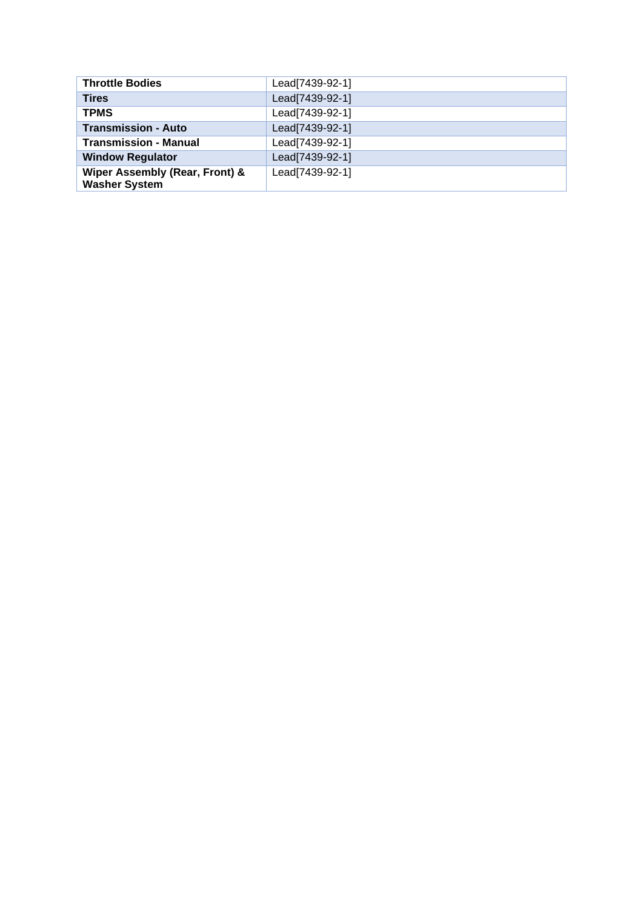| | |
|---|---|
| **Throttle Bodies** | Lead[7439-92-1] |
| **Tires** | Lead[7439-92-1] |
| **TPMS** | Lead[7439-92-1] |
| **Transmission - Auto** | Lead[7439-92-1] |
| **Transmission - Manual** | Lead[7439-92-1] |
| **Window Regulator** | Lead[7439-92-1] |
| **Wiper Assembly (Rear, Front) & Washer System** | Lead[7439-92-1] |